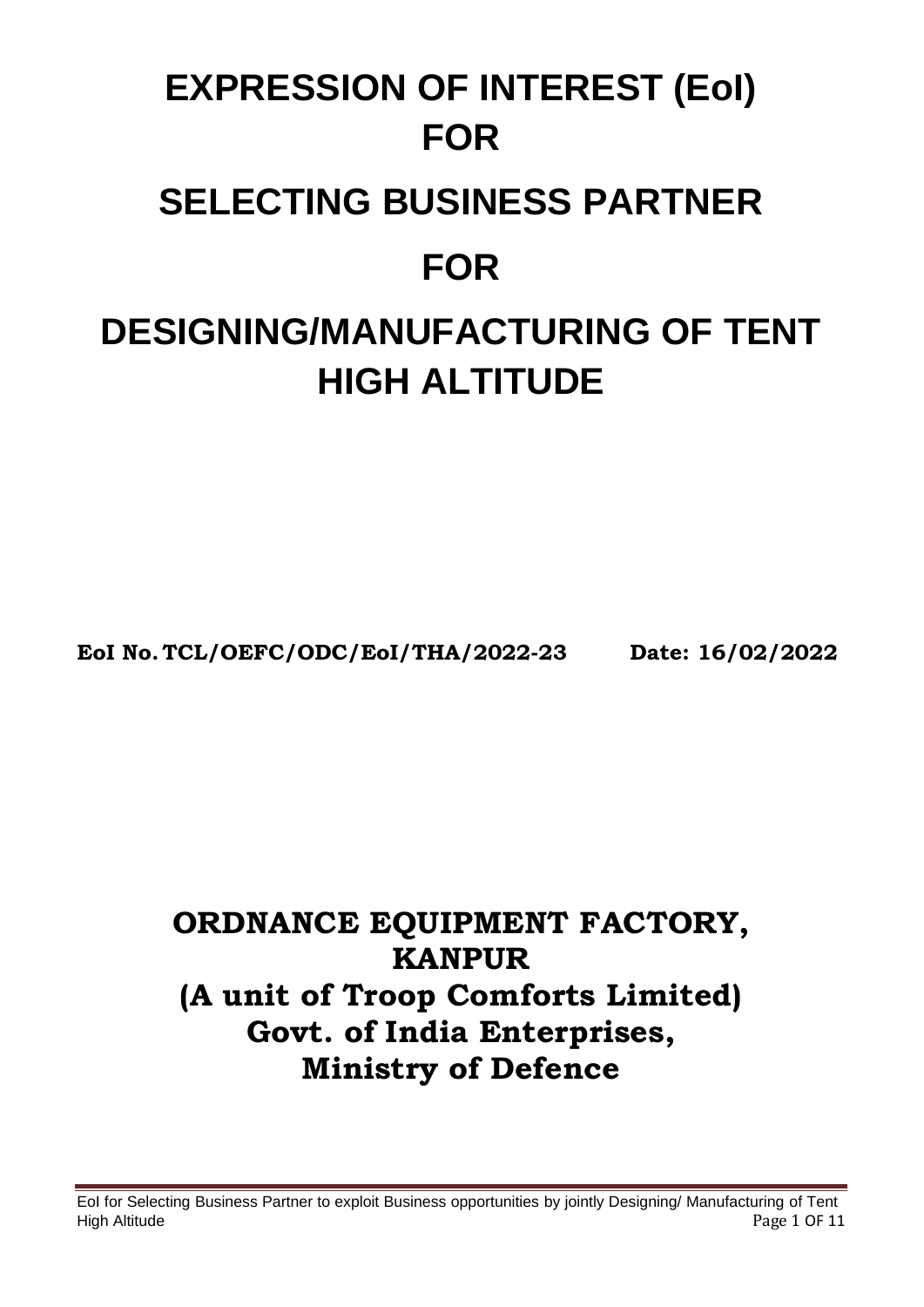# EXPRESSION OF INTEREST (EoI) FOR

# SELECTING BUSINESS PARTNER

# FOR

# DESIGNING/MANUFACTURING OF TENT HIGH ALTITUDE

**EoI No. TCL/OEFC/ODC/EoI/THA/2022-23 Date: 16/02/2022**

## ORDNANCE EQUIPMENT FACTORY, KANPUR
## (A unit of Troop Comforts Limited)
## Govt. of India Enterprises,
## Ministry of Defence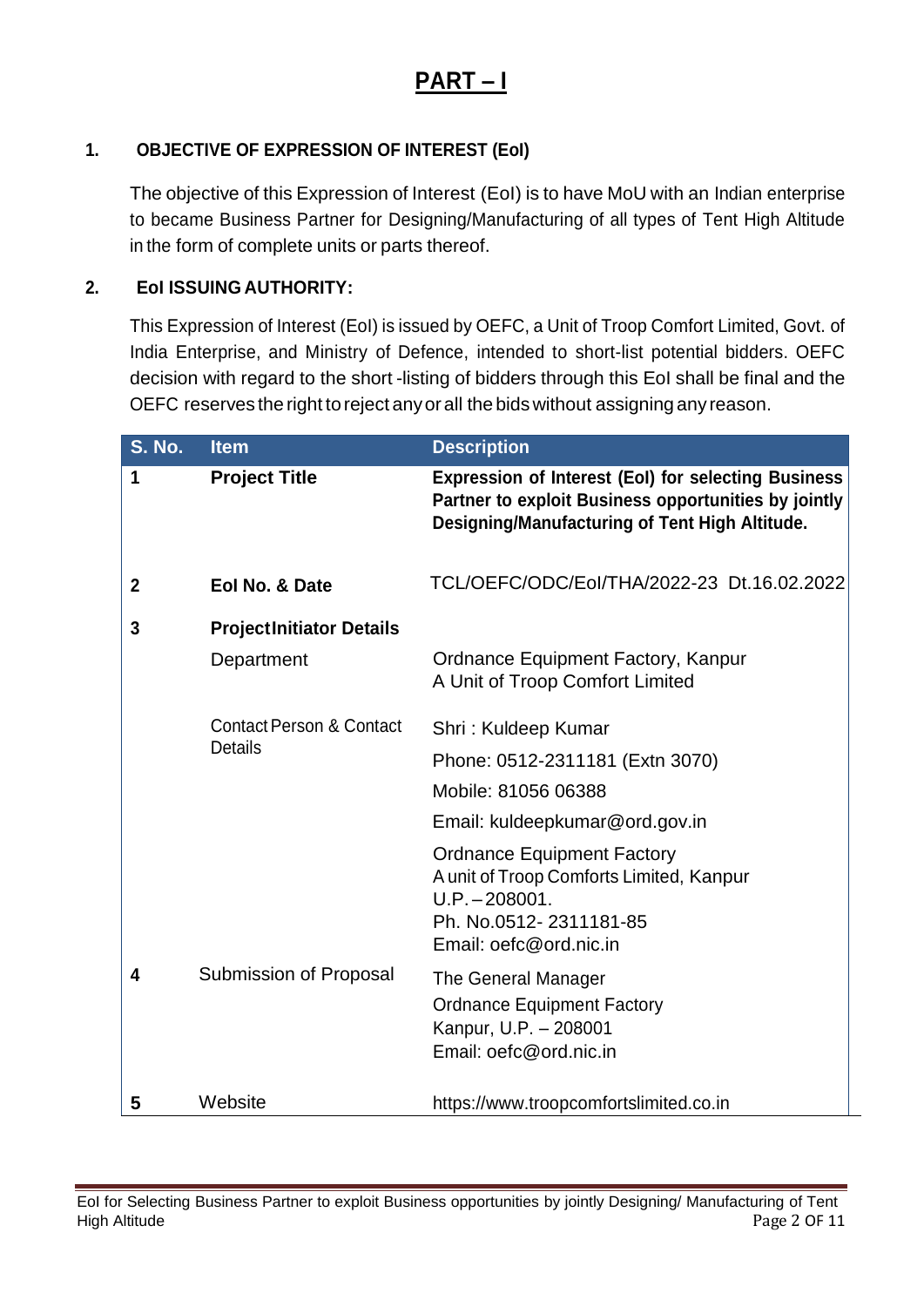# PART – I

## 1. OBJECTIVE OF EXPRESSION OF INTEREST (EoI)

The objective of this Expression of Interest (EoI) is to have MoU with an Indian enterprise to became Business Partner for Designing/Manufacturing of all types of Tent High Altitude in the form of complete units or parts thereof.

## 2. EoI ISSUING AUTHORITY:

This Expression of Interest (EoI) is issued by OEFC, a Unit of Troop Comfort Limited, Govt. of India Enterprise, and Ministry of Defence, intended to short-list potential bidders. OEFC decision with regard to the short -listing of bidders through this EoI shall be final and the OEFC reserves the right to reject any or all the bids without assigning any reason.

| S. No. | Item | Description |
|---|---|---|
| 1 | **Project Title** | **Expression of Interest (EoI) for selecting Business Partner to exploit Business opportunities by jointly Designing/Manufacturing of Tent High Altitude.** |
| 2 | **EoI No. & Date** | TCL/OEFC/ODC/EoI/THA/2022-23 Dt.16.02.2022 |
| 3 | **ProjectInitiator Details** | |
| | Department | Ordnance Equipment Factory, Kanpur<br>A Unit of Troop Comfort Limited |
| | Contact Person & Contact Details | Shri : Kuldeep Kumar<br>Phone: 0512-2311181 (Extn 3070)<br>Mobile: 81056 06388<br>Email: kuldeepkumar@ord.gov.in<br>Ordnance Equipment Factory<br>A unit of Troop Comforts Limited, Kanpur<br>U.P. – 208001.<br>Ph. No.0512- 2311181-85<br>Email: oefc@ord.nic.in |
| 4 | Submission of Proposal | The General Manager<br>Ordnance Equipment Factory<br>Kanpur, U.P. – 208001<br>Email: oefc@ord.nic.in |
| 5 | Website | https://www.troopcomfortslimited.co.in |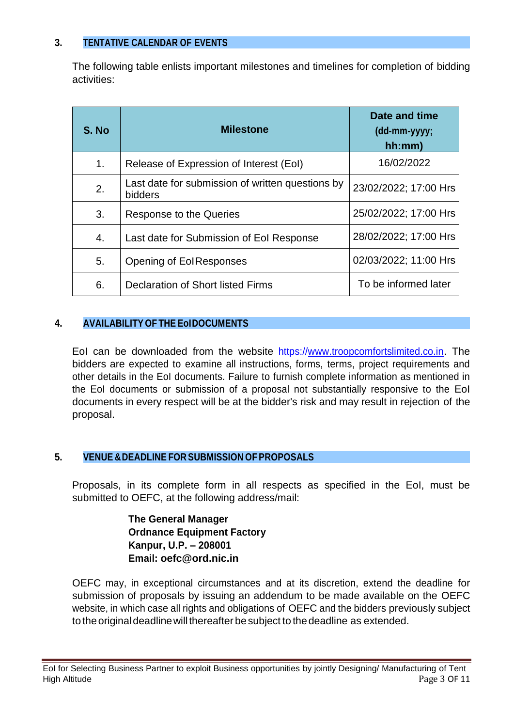## 3. TENTATIVE CALENDAR OF EVENTS

The following table enlists important milestones and timelines for completion of bidding activities:

| S. No | Milestone | Date and time (dd-mm-yyyy; hh:mm) |
|---|---|---|
| 1. | Release of Expression of Interest (EoI) | 16/02/2022 |
| 2. | Last date for submission of written questions by bidders | 23/02/2022; 17:00 Hrs |
| 3. | Response to the Queries | 25/02/2022; 17:00 Hrs |
| 4. | Last date for Submission of EoI Response | 28/02/2022; 17:00 Hrs |
| 5. | Opening of EoI Responses | 02/03/2022; 11:00 Hrs |
| 6. | Declaration of Short listed Firms | To be informed later |

## 4. AVAILABILITY OF THE EoI DOCUMENTS

EoI can be downloaded from the website https://www.troopcomfortslimited.co.in. The bidders are expected to examine all instructions, forms, terms, project requirements and other details in the EoI documents. Failure to furnish complete information as mentioned in the EoI documents or submission of a proposal not substantially responsive to the EoI documents in every respect will be at the bidder's risk and may result in rejection of the proposal.

## 5. VENUE & DEADLINE FOR SUBMISSION OF PROPOSALS

Proposals, in its complete form in all respects as specified in the EoI, must be submitted to OEFC, at the following address/mail:

**The General Manager**
**Ordnance Equipment Factory**
**Kanpur, U.P. – 208001**
**Email: oefc@ord.nic.in**

OEFC may, in exceptional circumstances and at its discretion, extend the deadline for submission of proposals by issuing an addendum to be made available on the OEFC website, in which case all rights and obligations of OEFC and the bidders previously subject to the original deadline will thereafter be subject to the deadline as extended.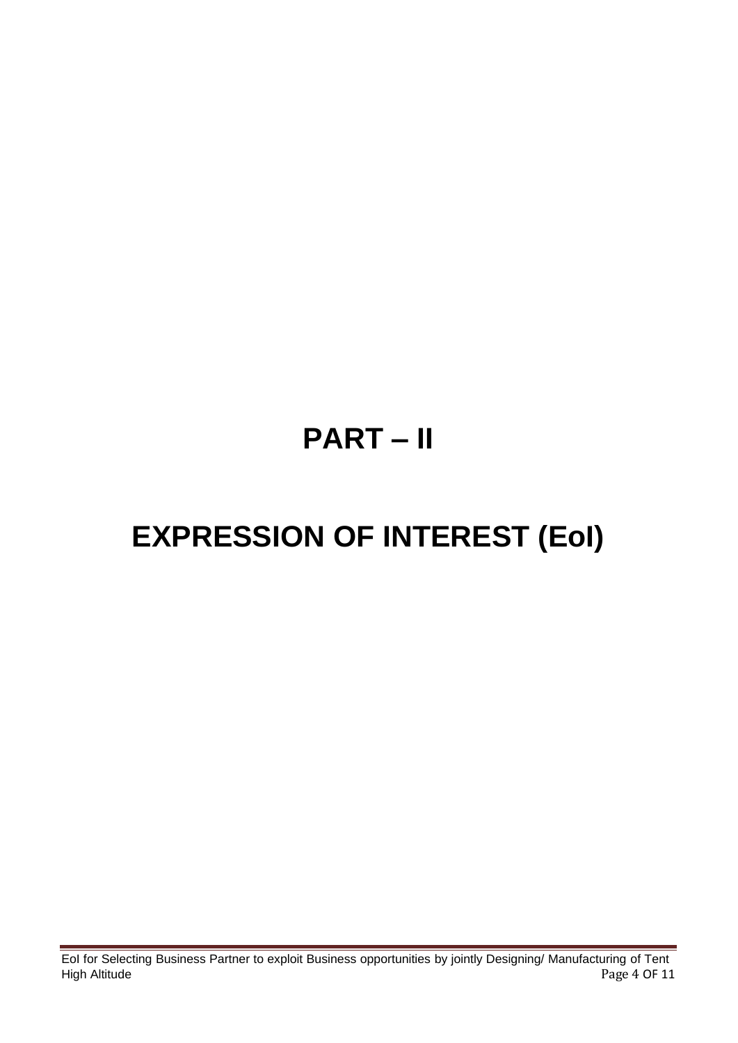# PART – II

# EXPRESSION OF INTEREST (EoI)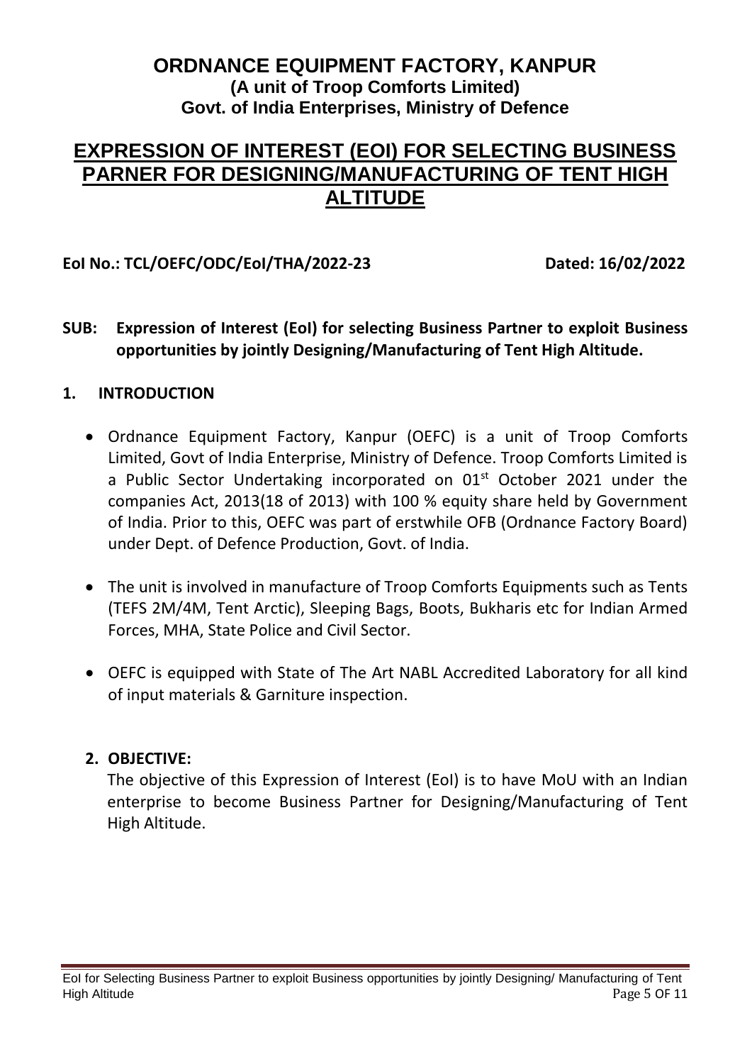# ORDNANCE EQUIPMENT FACTORY, KANPUR

**(A unit of Troop Comforts Limited)**

**Govt. of India Enterprises, Ministry of Defence**

## EXPRESSION OF INTEREST (EOI) FOR SELECTING BUSINESS PARNER FOR DESIGNING/MANUFACTURING OF TENT HIGH ALTITUDE

**EoI No.: TCL/OEFC/ODC/EoI/THA/2022-23** **Dated: 16/02/2022**

**SUB: Expression of Interest (EoI) for selecting Business Partner to exploit Business opportunities by jointly Designing/Manufacturing of Tent High Altitude.**

### 1. INTRODUCTION

- Ordnance Equipment Factory, Kanpur (OEFC) is a unit of Troop Comforts Limited, Govt of India Enterprise, Ministry of Defence. Troop Comforts Limited is a Public Sector Undertaking incorporated on 01st October 2021 under the companies Act, 2013(18 of 2013) with 100 % equity share held by Government of India. Prior to this, OEFC was part of erstwhile OFB (Ordnance Factory Board) under Dept. of Defence Production, Govt. of India.
- The unit is involved in manufacture of Troop Comforts Equipments such as Tents (TEFS 2M/4M, Tent Arctic), Sleeping Bags, Boots, Bukharis etc for Indian Armed Forces, MHA, State Police and Civil Sector.
- OEFC is equipped with State of The Art NABL Accredited Laboratory for all kind of input materials & Garniture inspection.

### 2. OBJECTIVE:

The objective of this Expression of Interest (EoI) is to have MoU with an Indian enterprise to become Business Partner for Designing/Manufacturing of Tent High Altitude.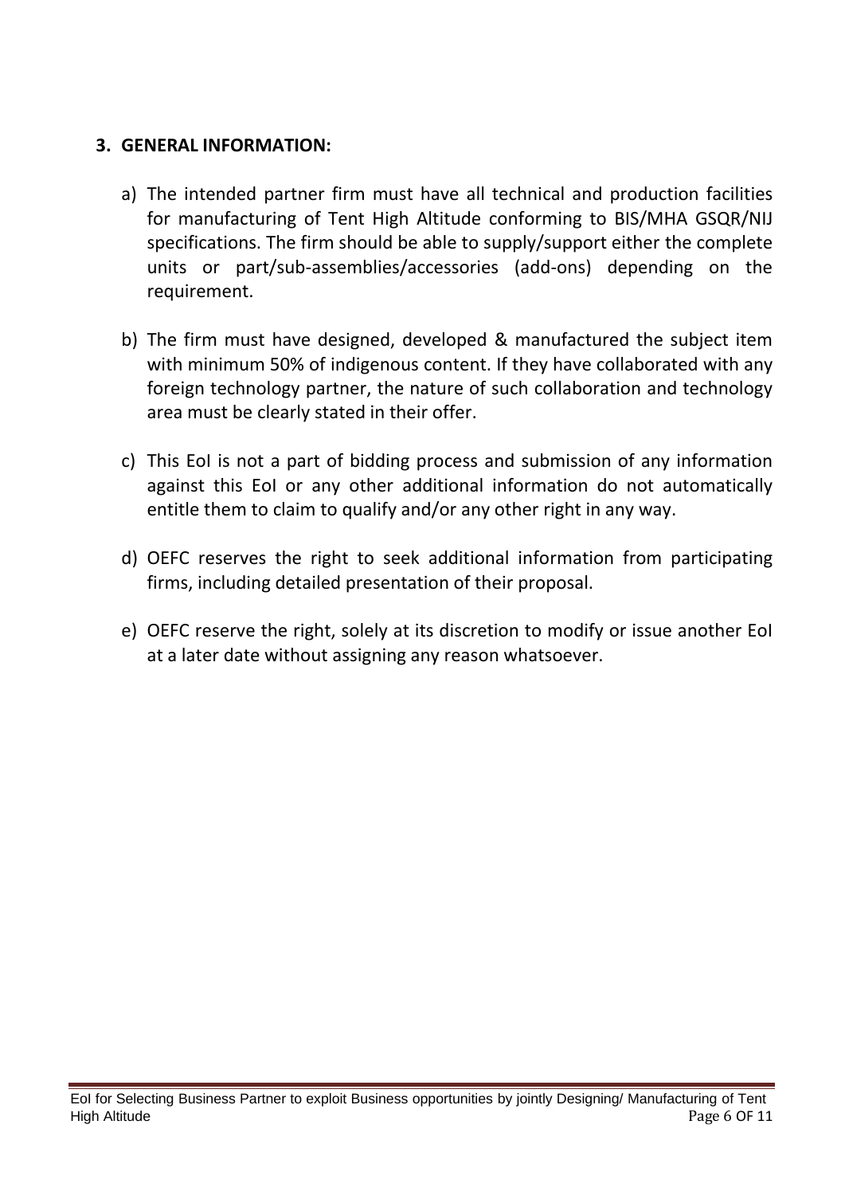### 3. GENERAL INFORMATION:

a) The intended partner firm must have all technical and production facilities for manufacturing of Tent High Altitude conforming to BIS/MHA GSQR/NIJ specifications. The firm should be able to supply/support either the complete units or part/sub-assemblies/accessories (add-ons) depending on the requirement.

b) The firm must have designed, developed & manufactured the subject item with minimum 50% of indigenous content. If they have collaborated with any foreign technology partner, the nature of such collaboration and technology area must be clearly stated in their offer.

c) This EoI is not a part of bidding process and submission of any information against this EoI or any other additional information do not automatically entitle them to claim to qualify and/or any other right in any way.

d) OEFC reserves the right to seek additional information from participating firms, including detailed presentation of their proposal.

e) OEFC reserve the right, solely at its discretion to modify or issue another EoI at a later date without assigning any reason whatsoever.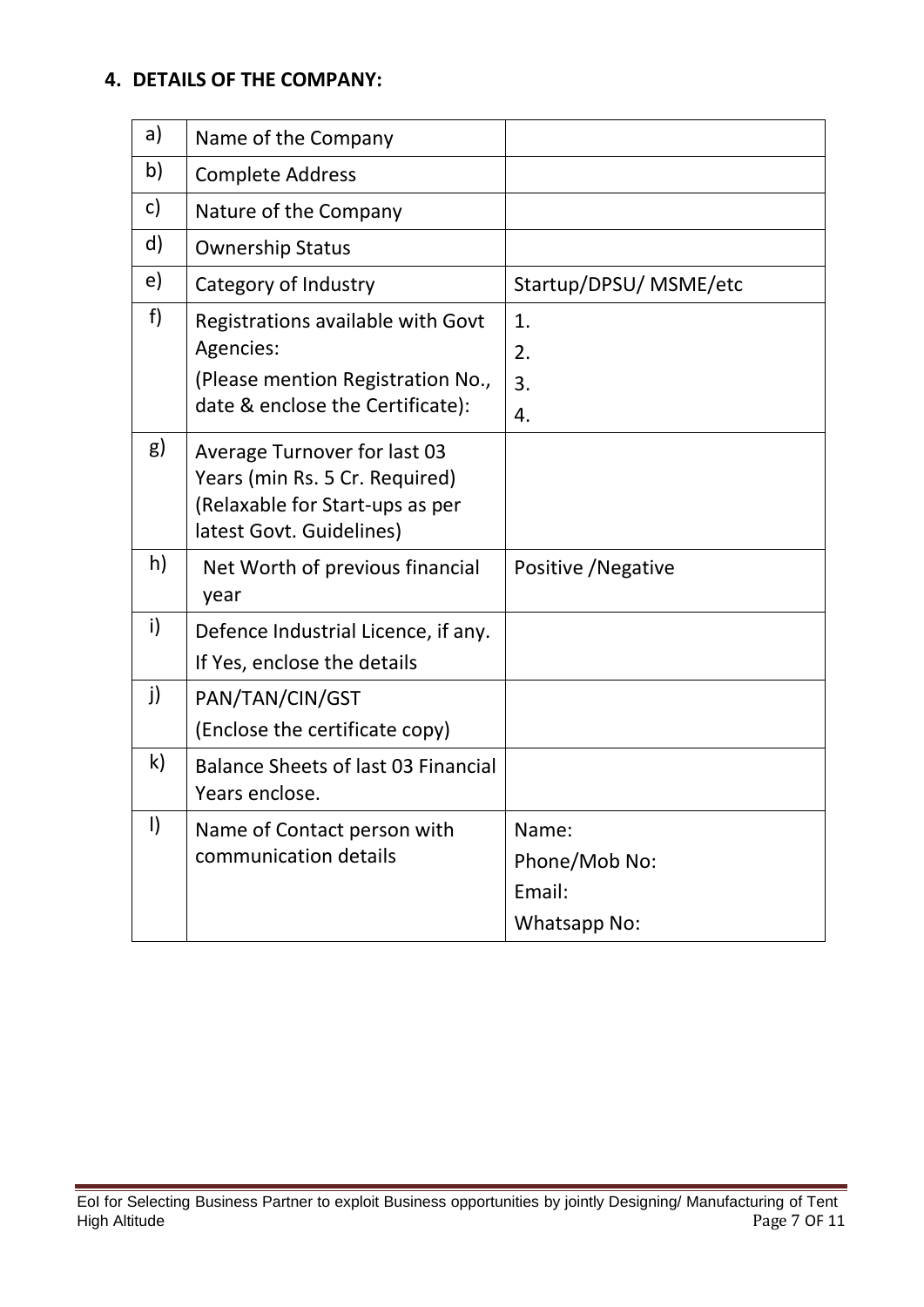## 4. DETAILS OF THE COMPANY:

| | | |
|---|---|---|
| a) | Name of the Company | |
| b) | Complete Address | |
| c) | Nature of the Company | |
| d) | Ownership Status | |
| e) | Category of Industry | Startup/DPSU/ MSME/etc |
| f) | Registrations available with Govt Agencies:<br>(Please mention Registration No., date & enclose the Certificate): | 1.<br>2.<br>3.<br>4. |
| g) | Average Turnover for last 03 Years (min Rs. 5 Cr. Required) (Relaxable for Start-ups as per latest Govt. Guidelines) | |
| h) | Net Worth of previous financial year | Positive /Negative |
| i) | Defence Industrial Licence, if any.<br>If Yes, enclose the details | |
| j) | PAN/TAN/CIN/GST<br>(Enclose the certificate copy) | |
| k) | Balance Sheets of last 03 Financial Years enclose. | |
| l) | Name of Contact person with communication details | Name:<br>Phone/Mob No:<br>Email:<br>Whatsapp No: |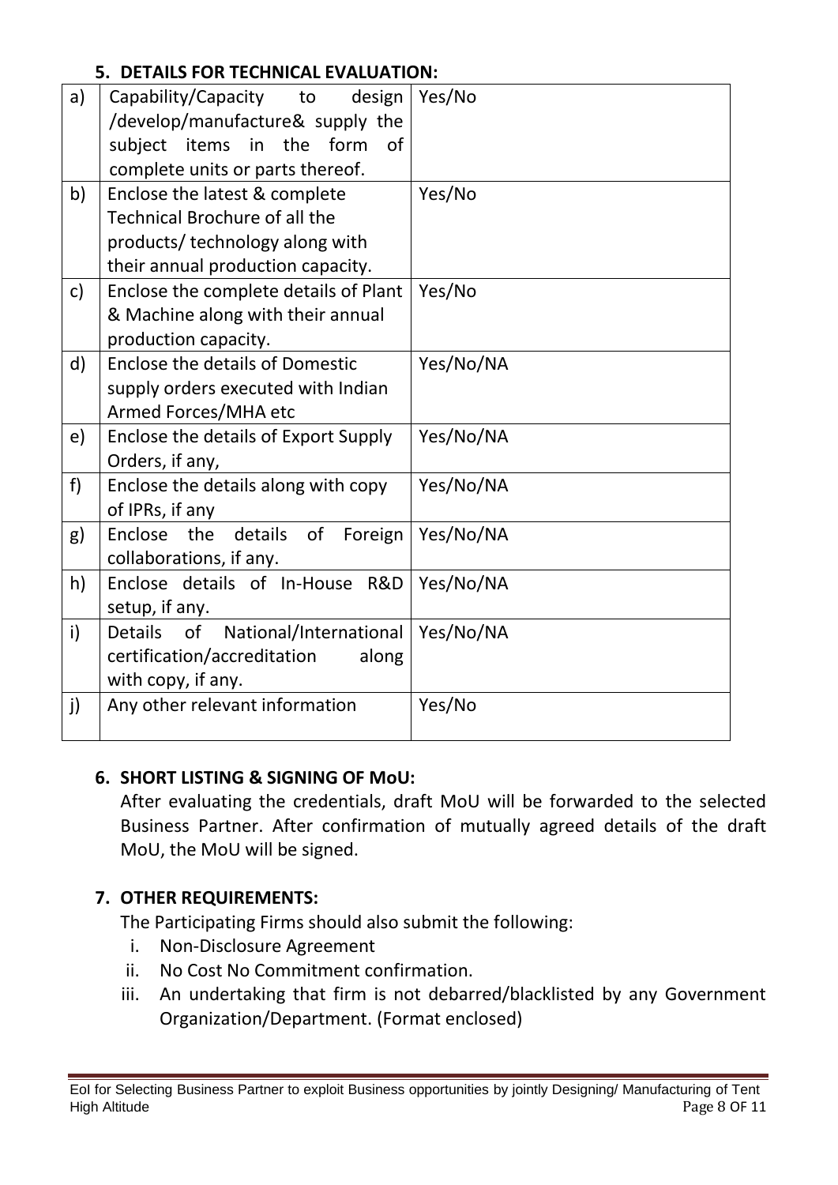### 5. DETAILS FOR TECHNICAL EVALUATION:

| | | |
|---|---|---|
| a) | Capability/Capacity to design /develop/manufacture& supply the subject items in the form of complete units or parts thereof. | Yes/No |
| b) | Enclose the latest & complete Technical Brochure of all the products/ technology along with their annual production capacity. | Yes/No |
| c) | Enclose the complete details of Plant & Machine along with their annual production capacity. | Yes/No |
| d) | Enclose the details of Domestic supply orders executed with Indian Armed Forces/MHA etc | Yes/No/NA |
| e) | Enclose the details of Export Supply Orders, if any, | Yes/No/NA |
| f) | Enclose the details along with copy of IPRs, if any | Yes/No/NA |
| g) | Enclose the details of Foreign collaborations, if any. | Yes/No/NA |
| h) | Enclose details of In-House R&D setup, if any. | Yes/No/NA |
| i) | Details of National/International certification/accreditation along with copy, if any. | Yes/No/NA |
| j) | Any other relevant information | Yes/No |

### 6. SHORT LISTING & SIGNING OF MoU:

After evaluating the credentials, draft MoU will be forwarded to the selected Business Partner. After confirmation of mutually agreed details of the draft MoU, the MoU will be signed.

### 7. OTHER REQUIREMENTS:

The Participating Firms should also submit the following:

i. Non-Disclosure Agreement
ii. No Cost No Commitment confirmation.
iii. An undertaking that firm is not debarred/blacklisted by any Government Organization/Department. (Format enclosed)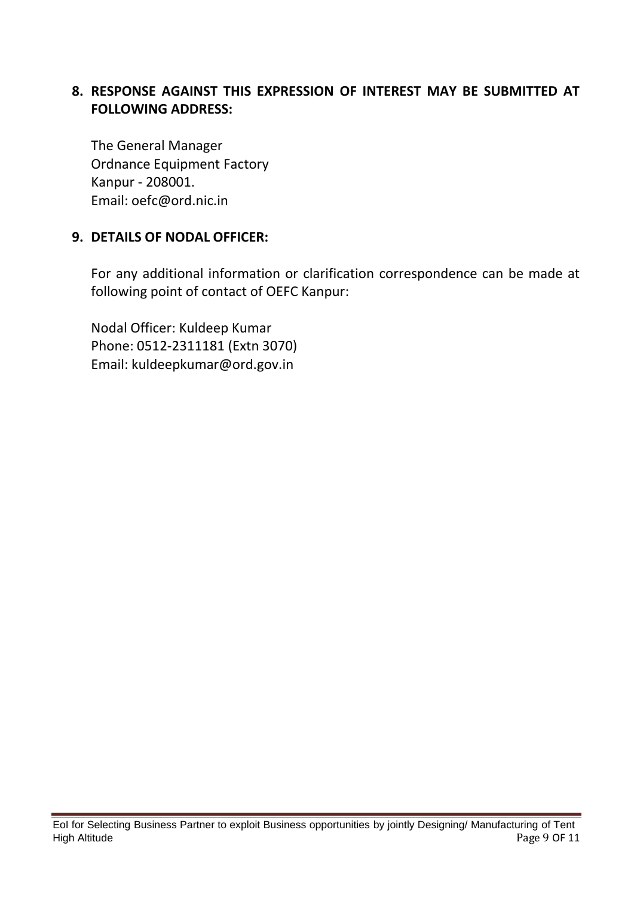## 8. RESPONSE AGAINST THIS EXPRESSION OF INTEREST MAY BE SUBMITTED AT FOLLOWING ADDRESS:

The General Manager
Ordnance Equipment Factory
Kanpur - 208001.
Email: oefc@ord.nic.in

## 9. DETAILS OF NODAL OFFICER:

For any additional information or clarification correspondence can be made at following point of contact of OEFC Kanpur:

Nodal Officer: Kuldeep Kumar
Phone: 0512-2311181 (Extn 3070)
Email: kuldeepkumar@ord.gov.in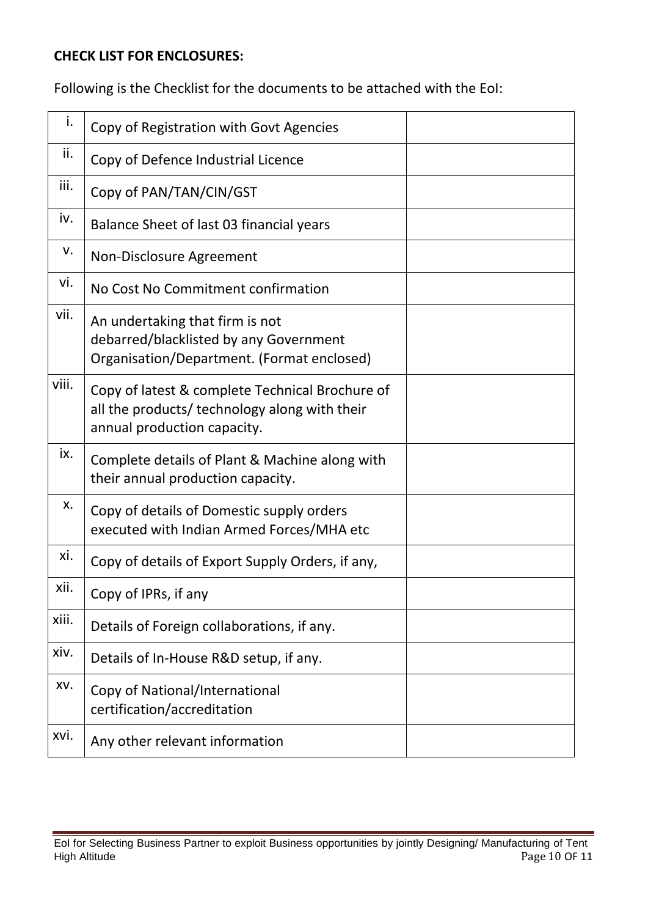**CHECK LIST FOR ENCLOSURES:**

Following is the Checklist for the documents to be attached with the EoI:

| | | |
|---|---|---|
| i. | Copy of Registration with Govt Agencies | |
| ii. | Copy of Defence Industrial Licence | |
| iii. | Copy of PAN/TAN/CIN/GST | |
| iv. | Balance Sheet of last 03 financial years | |
| v. | Non-Disclosure Agreement | |
| vi. | No Cost No Commitment confirmation | |
| vii. | An undertaking that firm is not debarred/blacklisted by any Government Organisation/Department. (Format enclosed) | |
| viii. | Copy of latest & complete Technical Brochure of all the products/ technology along with their annual production capacity. | |
| ix. | Complete details of Plant & Machine along with their annual production capacity. | |
| x. | Copy of details of Domestic supply orders executed with Indian Armed Forces/MHA etc | |
| xi. | Copy of details of Export Supply Orders, if any, | |
| xii. | Copy of IPRs, if any | |
| xiii. | Details of Foreign collaborations, if any. | |
| xiv. | Details of In-House R&D setup, if any. | |
| xv. | Copy of National/International certification/accreditation | |
| xvi. | Any other relevant information | |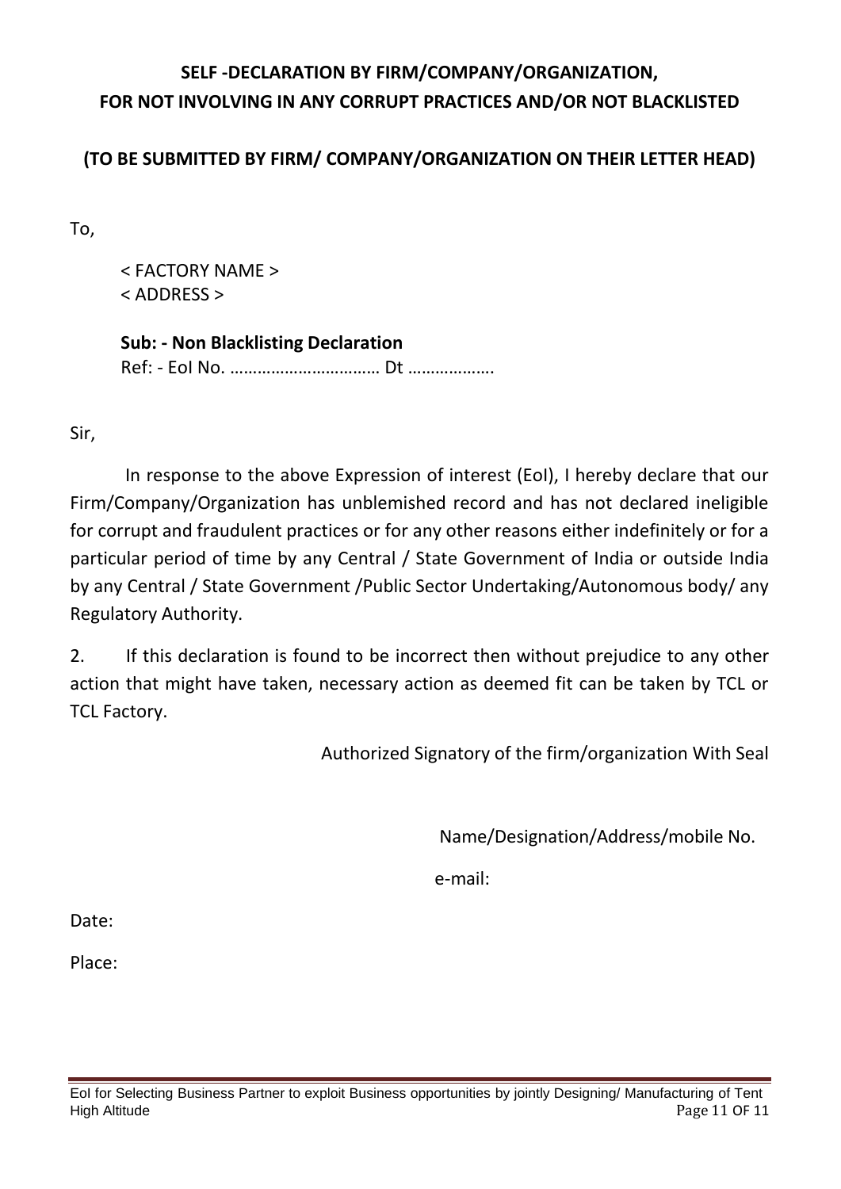**SELF -DECLARATION BY FIRM/COMPANY/ORGANIZATION,**
**FOR NOT INVOLVING IN ANY CORRUPT PRACTICES AND/OR NOT BLACKLISTED**

**(TO BE SUBMITTED BY FIRM/ COMPANY/ORGANIZATION ON THEIR LETTER HEAD)**

To,

< FACTORY NAME >
< ADDRESS >

**Sub: - Non Blacklisting Declaration**
Ref: - EoI No. …………………………… Dt ……………….

Sir,

In response to the above Expression of interest (EoI), I hereby declare that our Firm/Company/Organization has unblemished record and has not declared ineligible for corrupt and fraudulent practices or for any other reasons either indefinitely or for a particular period of time by any Central / State Government of India or outside India by any Central / State Government /Public Sector Undertaking/Autonomous body/ any Regulatory Authority.

2. If this declaration is found to be incorrect then without prejudice to any other action that might have taken, necessary action as deemed fit can be taken by TCL or TCL Factory.

Authorized Signatory of the firm/organization With Seal

Name/Designation/Address/mobile No.

e-mail:

Date:

Place: